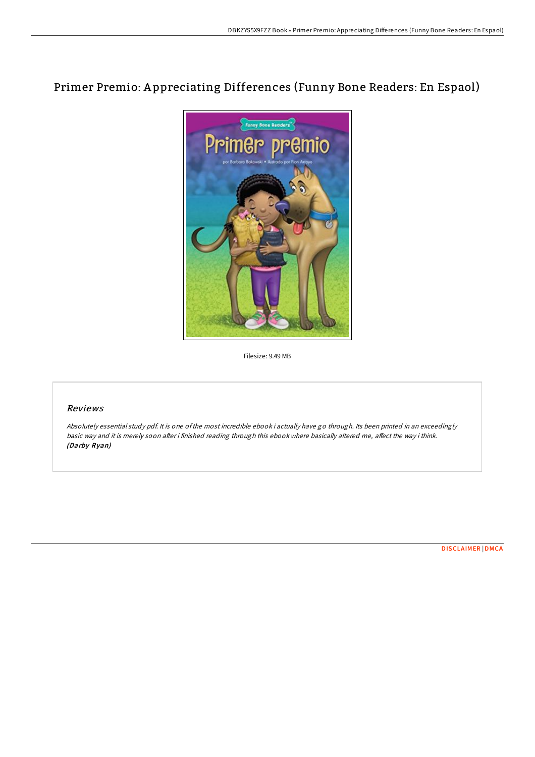# Primer Premio: Appreciating Differences (Funny Bone Readers: En Espaol)

Filesize: 9.49 MB

## Reviews

*Absolutely essential study pdf. It is one of the most incredible ebook i actually have go through. Its been printed in an exceedingly basic way and it is merely soon after i finished reading through this ebook where basically altered me, affect the way i think.*
***(Darby Ryan)***

DISCLAIMER | DMCA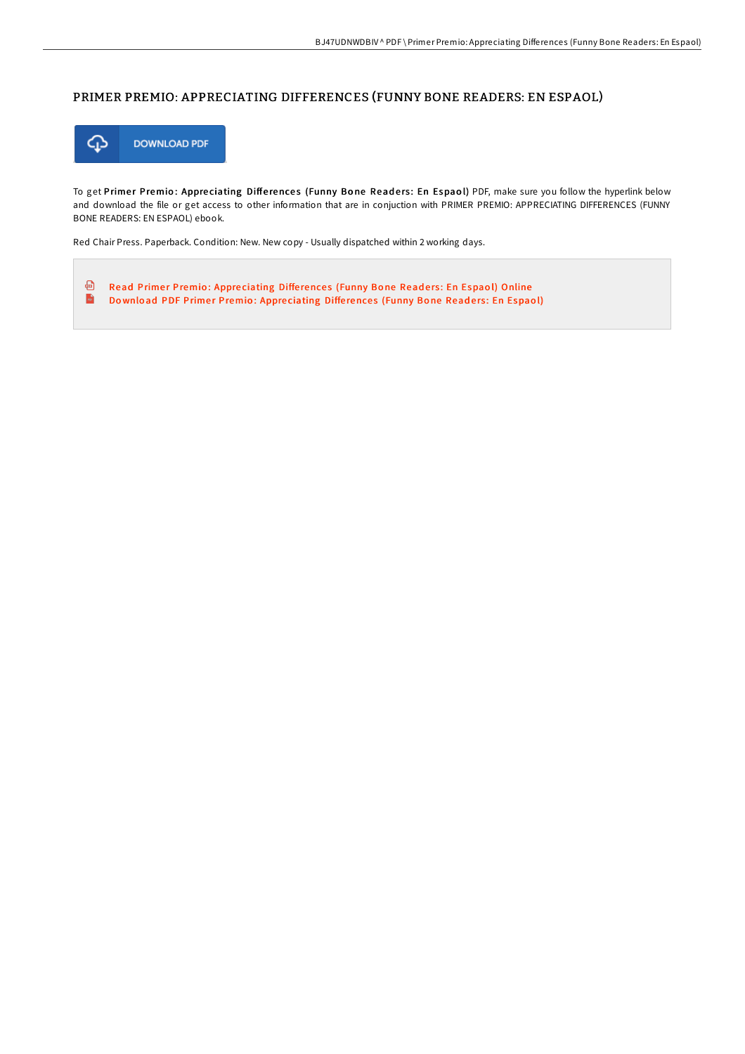## PRIMER PREMIO: APPRECIATING DIFFERENCES (FUNNY BONE READERS: EN ESPAOL)

DOWNLOAD PDF

To get **Primer Premio: Appreciating Differences (Funny Bone Readers: En Espaol)** PDF, make sure you follow the hyperlink below and download the file or get access to other information that are in conjuction with PRIMER PREMIO: APPRECIATING DIFFERENCES (FUNNY BONE READERS: EN ESPAOL) ebook.

Red Chair Press. Paperback. Condition: New. New copy - Usually dispatched within 2 working days.

- Read Primer Premio: Appreciating Differences (Funny Bone Readers: En Espaol) Online
- Download PDF Primer Premio: Appreciating Differences (Funny Bone Readers: En Espaol)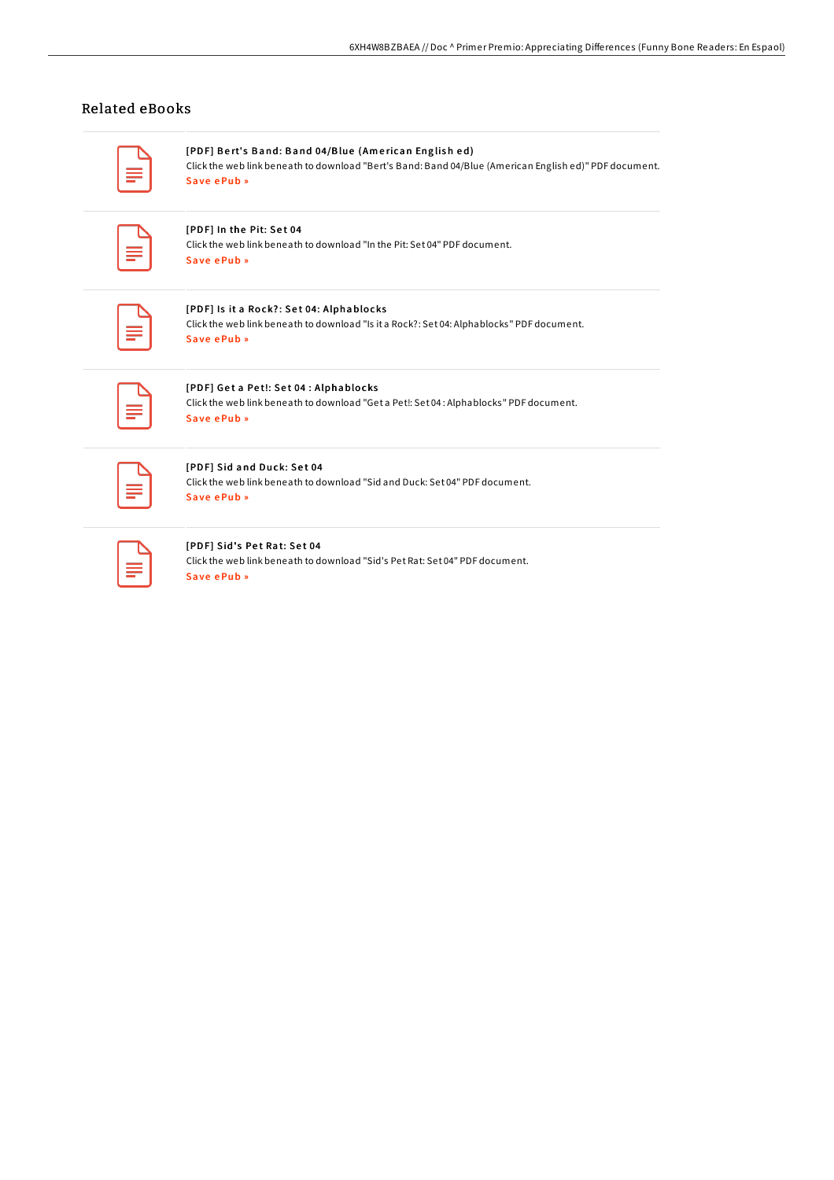## Related eBooks

[PDF] Bert's Band: Band 04/Blue (American English ed)

Click the web link beneath to download "Bert's Band: Band 04/Blue (American English ed)" PDF document.

Save ePub »

[PDF] In the Pit: Set 04

Click the web link beneath to download "In the Pit: Set 04" PDF document.

Save ePub »

[PDF] Is it a Rock?: Set 04: Alphablocks

Click the web link beneath to download "Is it a Rock?: Set 04: Alphablocks" PDF document.

Save ePub »

[PDF] Get a Pet!: Set 04 : Alphablocks

Click the web link beneath to download "Get a Pet!: Set 04 : Alphablocks" PDF document.

Save ePub »

[PDF] Sid and Duck: Set 04

Click the web link beneath to download "Sid and Duck: Set 04" PDF document.

Save ePub »

[PDF] Sid's Pet Rat: Set 04

Click the web link beneath to download "Sid's Pet Rat: Set 04" PDF document.

Save ePub »